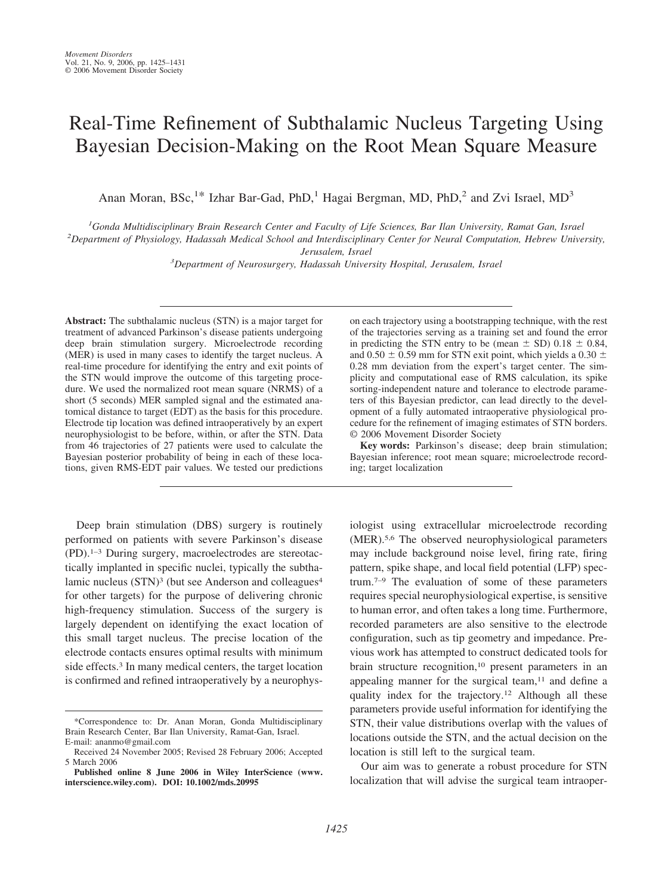# Real-Time Refinement of Subthalamic Nucleus Targeting Using Bayesian Decision-Making on the Root Mean Square Measure

Anan Moran, BSc,[1]* Izhar Bar-Gad, PhD,[1] Hagai Bergman, MD, PhD,[2] and Zvi Israel, MD[3]

[1]*Gonda Multidisciplinary Brain Research Center and Faculty of Life Sciences, Bar Ilan University, Ramat Gan, Israel*
[2]*Department of Physiology, Hadassah Medical School and Interdisciplinary Center for Neural Computation, Hebrew University, Jerusalem, Israel*
[3]*Department of Neurosurgery, Hadassah University Hospital, Jerusalem, Israel*

**Abstract:** The subthalamic nucleus (STN) is a major target for treatment of advanced Parkinson's disease patients undergoing deep brain stimulation surgery. Microelectrode recording (MER) is used in many cases to identify the target nucleus. A real-time procedure for identifying the entry and exit points of the STN would improve the outcome of this targeting procedure. We used the normalized root mean square (NRMS) of a short (5 seconds) MER sampled signal and the estimated anatomical distance to target (EDT) as the basis for this procedure. Electrode tip location was defined intraoperatively by an expert neurophysiologist to be before, within, or after the STN. Data from 46 trajectories of 27 patients were used to calculate the Bayesian posterior probability of being in each of these locations, given RMS-EDT pair values. We tested our predictions on each trajectory using a bootstrapping technique, with the rest of the trajectories serving as a training set and found the error in predicting the STN entry to be (mean ± SD) 0.18 ± 0.84, and 0.50 ± 0.59 mm for STN exit point, which yields a 0.30 ± 0.28 mm deviation from the expert's target center. The simplicity and computational ease of RMS calculation, its spike sorting-independent nature and tolerance to electrode parameters of this Bayesian predictor, can lead directly to the development of a fully automated intraoperative physiological procedure for the refinement of imaging estimates of STN borders. © 2006 Movement Disorder Society

**Key words:** Parkinson's disease; deep brain stimulation; Bayesian inference; root mean square; microelectrode recording; target localization

Deep brain stimulation (DBS) surgery is routinely performed on patients with severe Parkinson's disease (PD).[1–3] During surgery, macroelectrodes are stereotactically implanted in specific nuclei, typically the subthalamic nucleus (STN)[3] (but see Anderson and colleagues[4] for other targets) for the purpose of delivering chronic high-frequency stimulation. Success of the surgery is largely dependent on identifying the exact location of this small target nucleus. The precise location of the electrode contacts ensures optimal results with minimum side effects.[3] In many medical centers, the target location is confirmed and refined intraoperatively by a neurophysiologist using extracellular microelectrode recording (MER).[5,6] The observed neurophysiological parameters may include background noise level, firing rate, firing pattern, spike shape, and local field potential (LFP) spectrum.[7–9] The evaluation of some of these parameters requires special neurophysiological expertise, is sensitive to human error, and often takes a long time. Furthermore, recorded parameters are also sensitive to the electrode configuration, such as tip geometry and impedance. Previous work has attempted to construct dedicated tools for brain structure recognition,[10] present parameters in an appealing manner for the surgical team,[11] and define a quality index for the trajectory.[12] Although all these parameters provide useful information for identifying the STN, their value distributions overlap with the values of locations outside the STN, and the actual decision on the location is still left to the surgical team.

Our aim was to generate a robust procedure for STN localization that will advise the surgical team intraoper-

---

*Correspondence to: Dr. Anan Moran, Gonda Multidisciplinary Brain Research Center, Bar Ilan University, Ramat-Gan, Israel. E-mail: ananmo@gmail.com

Received 24 November 2005; Revised 28 February 2006; Accepted 5 March 2006

**Published online 8 June 2006 in Wiley InterScience (www.interscience.wiley.com). DOI: 10.1002/mds.20995**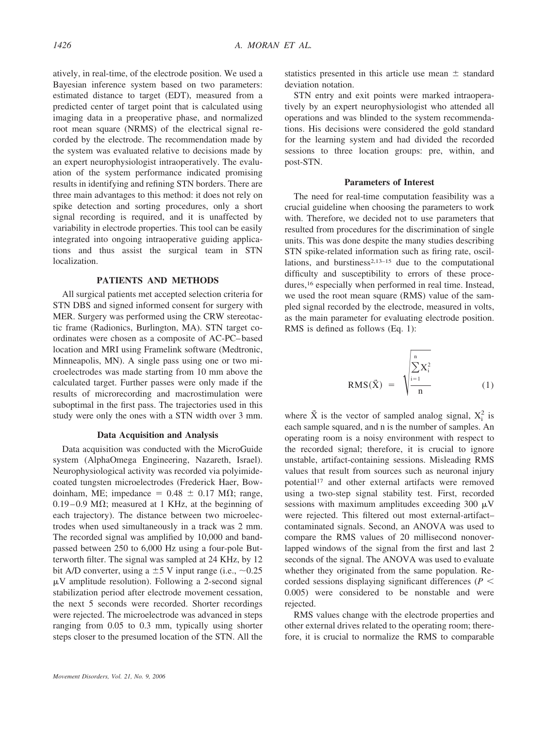atively, in real-time, of the electrode position. We used a Bayesian inference system based on two parameters: estimated distance to target (EDT), measured from a predicted center of target point that is calculated using imaging data in a preoperative phase, and normalized root mean square (NRMS) of the electrical signal recorded by the electrode. The recommendation made by the system was evaluated relative to decisions made by an expert neurophysiologist intraoperatively. The evaluation of the system performance indicated promising results in identifying and refining STN borders. There are three main advantages to this method: it does not rely on spike detection and sorting procedures, only a short signal recording is required, and it is unaffected by variability in electrode properties. This tool can be easily integrated into ongoing intraoperative guiding applications and thus assist the surgical team in STN localization.

## PATIENTS AND METHODS

All surgical patients met accepted selection criteria for STN DBS and signed informed consent for surgery with MER. Surgery was performed using the CRW stereotactic frame (Radionics, Burlington, MA). STN target coordinates were chosen as a composite of AC-PC–based location and MRI using Framelink software (Medtronic, Minneapolis, MN). A single pass using one or two microelectrodes was made starting from 10 mm above the calculated target. Further passes were only made if the results of microrecording and macrostimulation were suboptimal in the first pass. The trajectories used in this study were only the ones with a STN width over 3 mm.

### Data Acquisition and Analysis

Data acquisition was conducted with the MicroGuide system (AlphaOmega Engineering, Nazareth, Israel). Neurophysiological activity was recorded via polyimide-coated tungsten microelectrodes (Frederick Haer, Bowdoinham, ME; impedance = 0.48 ± 0.17 MΩ; range, 0.19–0.9 MΩ; measured at 1 KHz, at the beginning of each trajectory). The distance between two microelectrodes when used simultaneously in a track was 2 mm. The recorded signal was amplified by 10,000 and bandpassed between 250 to 6,000 Hz using a four-pole Butterworth filter. The signal was sampled at 24 KHz, by 12 bit A/D converter, using a ±5 V input range (i.e., ~0.25 μV amplitude resolution). Following a 2-second signal stabilization period after electrode movement cessation, the next 5 seconds were recorded. Shorter recordings were rejected. The microelectrode was advanced in steps ranging from 0.05 to 0.3 mm, typically using shorter steps closer to the presumed location of the STN. All the statistics presented in this article use mean ± standard deviation notation.

STN entry and exit points were marked intraoperatively by an expert neurophysiologist who attended all operations and was blinded to the system recommendations. His decisions were considered the gold standard for the learning system and had divided the recorded sessions to three location groups: pre, within, and post-STN.

### Parameters of Interest

The need for real-time computation feasibility was a crucial guideline when choosing the parameters to work with. Therefore, we decided not to use parameters that resulted from procedures for the discrimination of single units. This was done despite the many studies describing STN spike-related information such as firing rate, oscillations, and burstiness[2,13–15] due to the computational difficulty and susceptibility to errors of these procedures,[16] especially when performed in real time. Instead, we used the root mean square (RMS) value of the sampled signal recorded by the electrode, measured in volts, as the main parameter for evaluating electrode position. RMS is defined as follows (Eq. 1):

$$\mathrm{RMS}(\vec{X}) = \sqrt{\frac{\sum_{i=1}^{n} X_i^2}{n}} \qquad (1)$$

where $\vec{X}$ is the vector of sampled analog signal, $X_i^2$ is each sample squared, and n is the number of samples. An operating room is a noisy environment with respect to the recorded signal; therefore, it is crucial to ignore unstable, artifact-containing sessions. Misleading RMS values that result from sources such as neuronal injury potential[17] and other external artifacts were removed using a two-step signal stability test. First, recorded sessions with maximum amplitudes exceeding 300 μV were rejected. This filtered out most external-artifact–contaminated signals. Second, an ANOVA was used to compare the RMS values of 20 millisecond nonoverlapped windows of the signal from the first and last 2 seconds of the signal. The ANOVA was used to evaluate whether they originated from the same population. Recorded sessions displaying significant differences ($P < 0.005$) were considered to be nonstable and were rejected.

RMS values change with the electrode properties and other external drives related to the operating room; therefore, it is crucial to normalize the RMS to comparable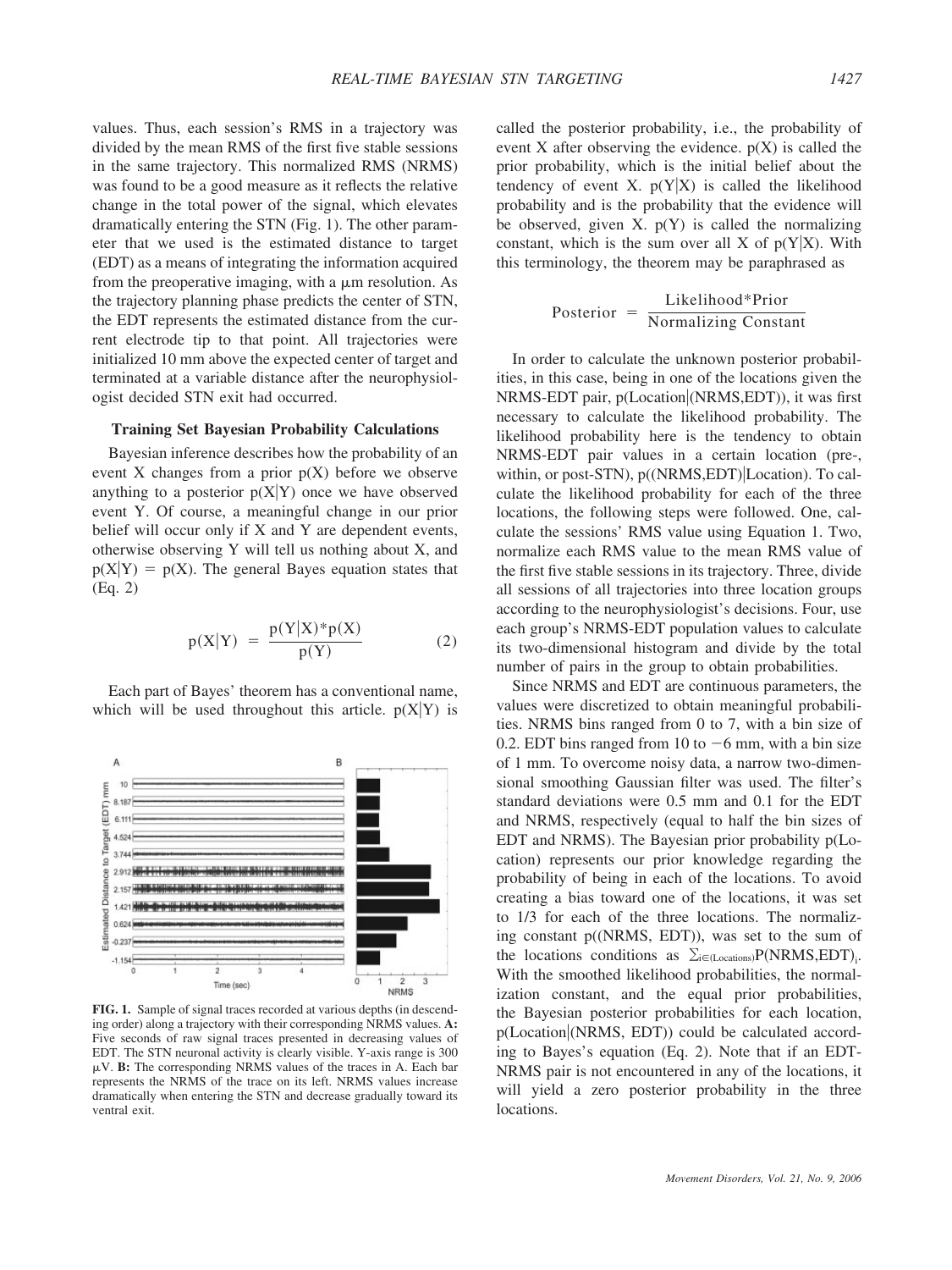values. Thus, each session's RMS in a trajectory was divided by the mean RMS of the first five stable sessions in the same trajectory. This normalized RMS (NRMS) was found to be a good measure as it reflects the relative change in the total power of the signal, which elevates dramatically entering the STN (Fig. 1). The other parameter that we used is the estimated distance to target (EDT) as a means of integrating the information acquired from the preoperative imaging, with a μm resolution. As the trajectory planning phase predicts the center of STN, the EDT represents the estimated distance from the current electrode tip to that point. All trajectories were initialized 10 mm above the expected center of target and terminated at a variable distance after the neurophysiologist decided STN exit had occurred.

### Training Set Bayesian Probability Calculations

Bayesian inference describes how the probability of an event X changes from a prior p(X) before we observe anything to a posterior p(X|Y) once we have observed event Y. Of course, a meaningful change in our prior belief will occur only if X and Y are dependent events, otherwise observing Y will tell us nothing about X, and p(X|Y) = p(X). The general Bayes equation states that (Eq. 2)

$$p(X|Y) = \frac{p(Y|X)*p(X)}{p(Y)} \qquad (2)$$

Each part of Bayes' theorem has a conventional name, which will be used throughout this article. p(X|Y) is called the posterior probability, i.e., the probability of event X after observing the evidence. p(X) is called the prior probability, which is the initial belief about the tendency of event X. p(Y|X) is called the likelihood probability and is the probability that the evidence will be observed, given X. p(Y) is called the normalizing constant, which is the sum over all X of p(Y|X). With this terminology, the theorem may be paraphrased as

$$\text{Posterior} = \frac{\text{Likelihood*Prior}}{\text{Normalizing Constant}}$$

In order to calculate the unknown posterior probabilities, in this case, being in one of the locations given the NRMS-EDT pair, p(Location|(NRMS,EDT)), it was first necessary to calculate the likelihood probability. The likelihood probability here is the tendency to obtain NRMS-EDT pair values in a certain location (pre-, within, or post-STN), p((NRMS,EDT)|Location). To calculate the likelihood probability for each of the three locations, the following steps were followed. One, calculate the sessions' RMS value using Equation 1. Two, normalize each RMS value to the mean RMS value of the first five stable sessions in its trajectory. Three, divide all sessions of all trajectories into three location groups according to the neurophysiologist's decisions. Four, use each group's NRMS-EDT population values to calculate its two-dimensional histogram and divide by the total number of pairs in the group to obtain probabilities.

Since NRMS and EDT are continuous parameters, the values were discretized to obtain meaningful probabilities. NRMS bins ranged from 0 to 7, with a bin size of 0.2. EDT bins ranged from 10 to −6 mm, with a bin size of 1 mm. To overcome noisy data, a narrow two-dimensional smoothing Gaussian filter was used. The filter's standard deviations were 0.5 mm and 0.1 for the EDT and NRMS, respectively (equal to half the bin sizes of EDT and NRMS). The Bayesian prior probability p(Location) represents our prior knowledge regarding the probability of being in each of the locations. To avoid creating a bias toward one of the locations, it was set to 1/3 for each of the three locations. The normalizing constant p((NRMS, EDT)), was set to the sum of the locations conditions as $\sum_{i\in(\text{Locations})} P(\text{NRMS,EDT})_i$. With the smoothed likelihood probabilities, the normalization constant, and the equal prior probabilities, the Bayesian posterior probabilities for each location, p(Location|(NRMS, EDT)) could be calculated according to Bayes's equation (Eq. 2). Note that if an EDT-NRMS pair is not encountered in any of the locations, it will yield a zero posterior probability in the three locations.

**FIG. 1.** Sample of signal traces recorded at various depths (in descending order) along a trajectory with their corresponding NRMS values. **A:** Five seconds of raw signal traces presented in decreasing values of EDT. The STN neuronal activity is clearly visible. Y-axis range is 300 μV. **B:** The corresponding NRMS values of the traces in A. Each bar represents the NRMS of the trace on its left. NRMS values increase dramatically when entering the STN and decrease gradually toward its ventral exit.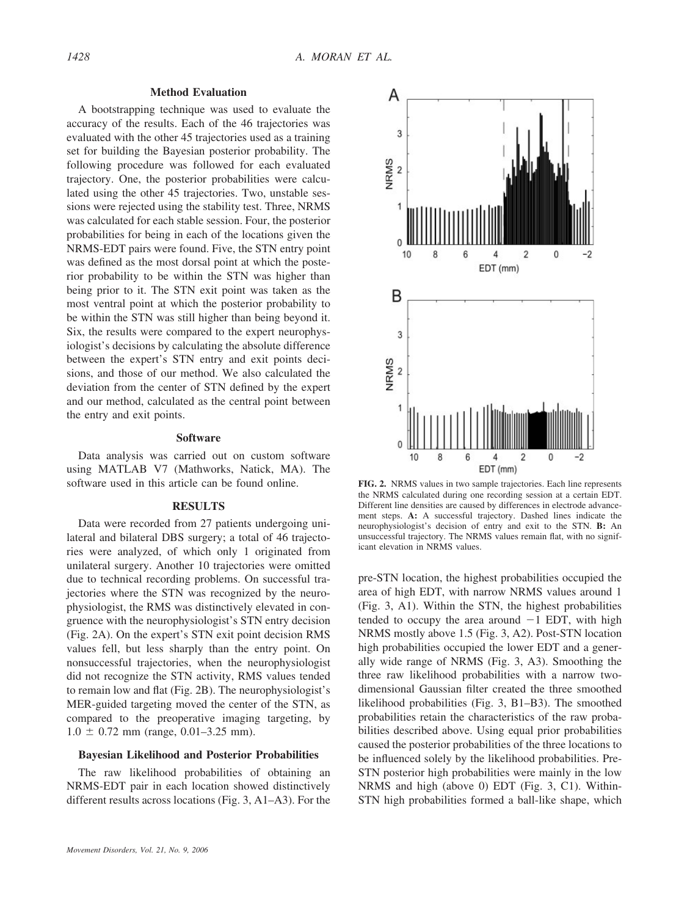### Method Evaluation

A bootstrapping technique was used to evaluate the accuracy of the results. Each of the 46 trajectories was evaluated with the other 45 trajectories used as a training set for building the Bayesian posterior probability. The following procedure was followed for each evaluated trajectory. One, the posterior probabilities were calculated using the other 45 trajectories. Two, unstable sessions were rejected using the stability test. Three, NRMS was calculated for each stable session. Four, the posterior probabilities for being in each of the locations given the NRMS-EDT pairs were found. Five, the STN entry point was defined as the most dorsal point at which the posterior probability to be within the STN was higher than being prior to it. The STN exit point was taken as the most ventral point at which the posterior probability to be within the STN was still higher than being beyond it. Six, the results were compared to the expert neurophysiologist's decisions by calculating the absolute difference between the expert's STN entry and exit points decisions, and those of our method. We also calculated the deviation from the center of STN defined by the expert and our method, calculated as the central point between the entry and exit points.

### Software

Data analysis was carried out on custom software using MATLAB V7 (Mathworks, Natick, MA). The software used in this article can be found online.

## RESULTS

Data were recorded from 27 patients undergoing unilateral and bilateral DBS surgery; a total of 46 trajectories were analyzed, of which only 1 originated from unilateral surgery. Another 10 trajectories were omitted due to technical recording problems. On successful trajectories where the STN was recognized by the neurophysiologist, the RMS was distinctively elevated in congruence with the neurophysiologist's STN entry decision (Fig. 2A). On the expert's STN exit point decision RMS values fell, but less sharply than the entry point. On nonsuccessful trajectories, when the neurophysiologist did not recognize the STN activity, RMS values tended to remain low and flat (Fig. 2B). The neurophysiologist's MER-guided targeting moved the center of the STN, as compared to the preoperative imaging targeting, by $1.0 \pm 0.72$ mm (range, 0.01–3.25 mm).

**FIG. 2.** NRMS values in two sample trajectories. Each line represents the NRMS calculated during one recording session at a certain EDT. Different line densities are caused by differences in electrode advancement steps. **A:** A successful trajectory. Dashed lines indicate the neurophysiologist's decision of entry and exit to the STN. **B:** An unsuccessful trajectory. The NRMS values remain flat, with no significant elevation in NRMS values.

### Bayesian Likelihood and Posterior Probabilities

The raw likelihood probabilities of obtaining an NRMS-EDT pair in each location showed distinctively different results across locations (Fig. 3, A1–A3). For the pre-STN location, the highest probabilities occupied the area of high EDT, with narrow NRMS values around 1 (Fig. 3, A1). Within the STN, the highest probabilities tended to occupy the area around $-1$ EDT, with high NRMS mostly above 1.5 (Fig. 3, A2). Post-STN location high probabilities occupied the lower EDT and a generally wide range of NRMS (Fig. 3, A3). Smoothing the three raw likelihood probabilities with a narrow two-dimensional Gaussian filter created the three smoothed likelihood probabilities (Fig. 3, B1–B3). The smoothed probabilities retain the characteristics of the raw probabilities described above. Using equal prior probabilities caused the posterior probabilities of the three locations to be influenced solely by the likelihood probabilities. Pre-STN posterior high probabilities were mainly in the low NRMS and high (above 0) EDT (Fig. 3, C1). Within-STN high probabilities formed a ball-like shape, which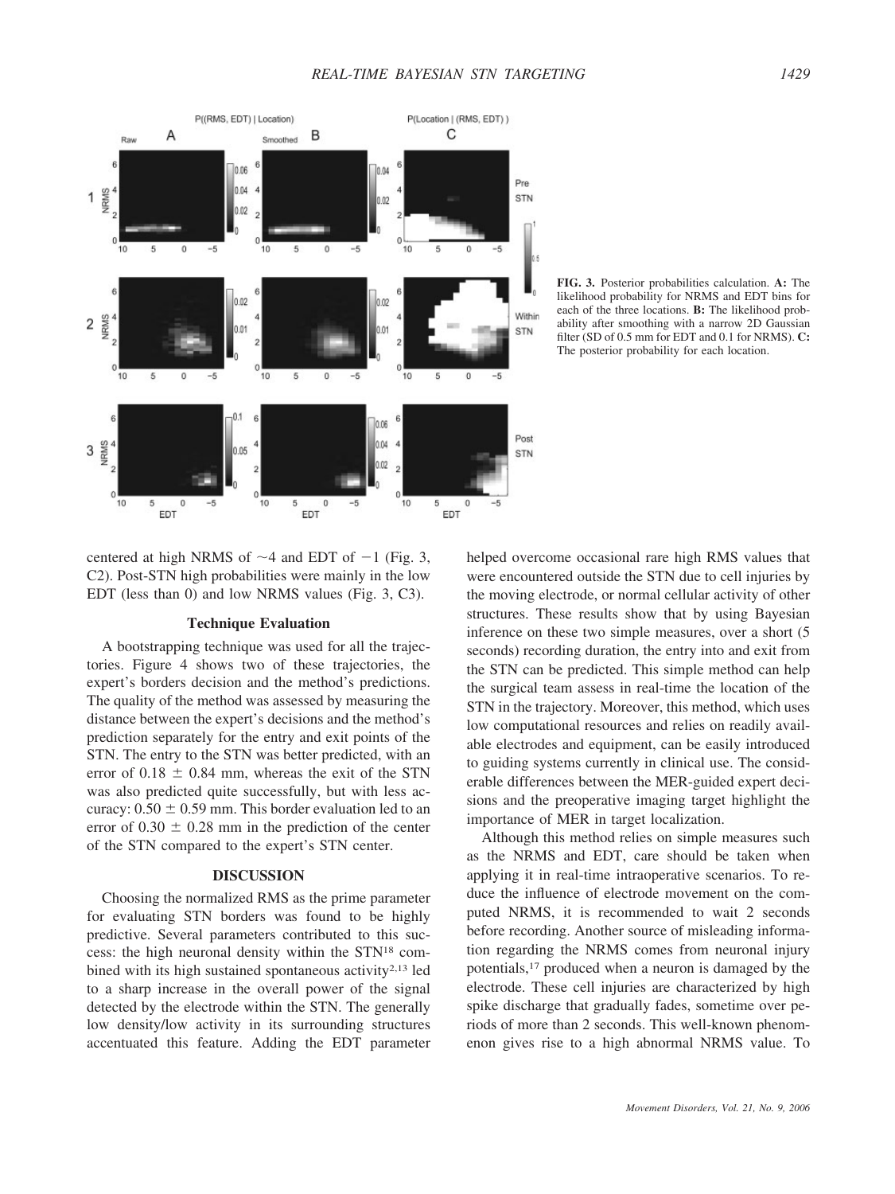**FIG. 3.** Posterior probabilities calculation. **A:** The likelihood probability for NRMS and EDT bins for each of the three locations. **B:** The likelihood probability after smoothing with a narrow 2D Gaussian filter (SD of 0.5 mm for EDT and 0.1 for NRMS). **C:** The posterior probability for each location.

centered at high NRMS of ~4 and EDT of −1 (Fig. 3, C2). Post-STN high probabilities were mainly in the low EDT (less than 0) and low NRMS values (Fig. 3, C3).

### Technique Evaluation

A bootstrapping technique was used for all the trajectories. Figure 4 shows two of these trajectories, the expert's borders decision and the method's predictions. The quality of the method was assessed by measuring the distance between the expert's decisions and the method's prediction separately for the entry and exit points of the STN. The entry to the STN was better predicted, with an error of $0.18 \pm 0.84$ mm, whereas the exit of the STN was also predicted quite successfully, but with less accuracy: $0.50 \pm 0.59$ mm. This border evaluation led to an error of $0.30 \pm 0.28$ mm in the prediction of the center of the STN compared to the expert's STN center.

## DISCUSSION

Choosing the normalized RMS as the prime parameter for evaluating STN borders was found to be highly predictive. Several parameters contributed to this success: the high neuronal density within the STN[18] combined with its high sustained spontaneous activity[2,13] led to a sharp increase in the overall power of the signal detected by the electrode within the STN. The generally low density/low activity in its surrounding structures accentuated this feature. Adding the EDT parameter helped overcome occasional rare high RMS values that were encountered outside the STN due to cell injuries by the moving electrode, or normal cellular activity of other structures. These results show that by using Bayesian inference on these two simple measures, over a short (5 seconds) recording duration, the entry into and exit from the STN can be predicted. This simple method can help the surgical team assess in real-time the location of the STN in the trajectory. Moreover, this method, which uses low computational resources and relies on readily available electrodes and equipment, can be easily introduced to guiding systems currently in clinical use. The considerable differences between the MER-guided expert decisions and the preoperative imaging target highlight the importance of MER in target localization.

Although this method relies on simple measures such as the NRMS and EDT, care should be taken when applying it in real-time intraoperative scenarios. To reduce the influence of electrode movement on the computed NRMS, it is recommended to wait 2 seconds before recording. Another source of misleading information regarding the NRMS comes from neuronal injury potentials,[17] produced when a neuron is damaged by the electrode. These cell injuries are characterized by high spike discharge that gradually fades, sometime over periods of more than 2 seconds. This well-known phenomenon gives rise to a high abnormal NRMS value. To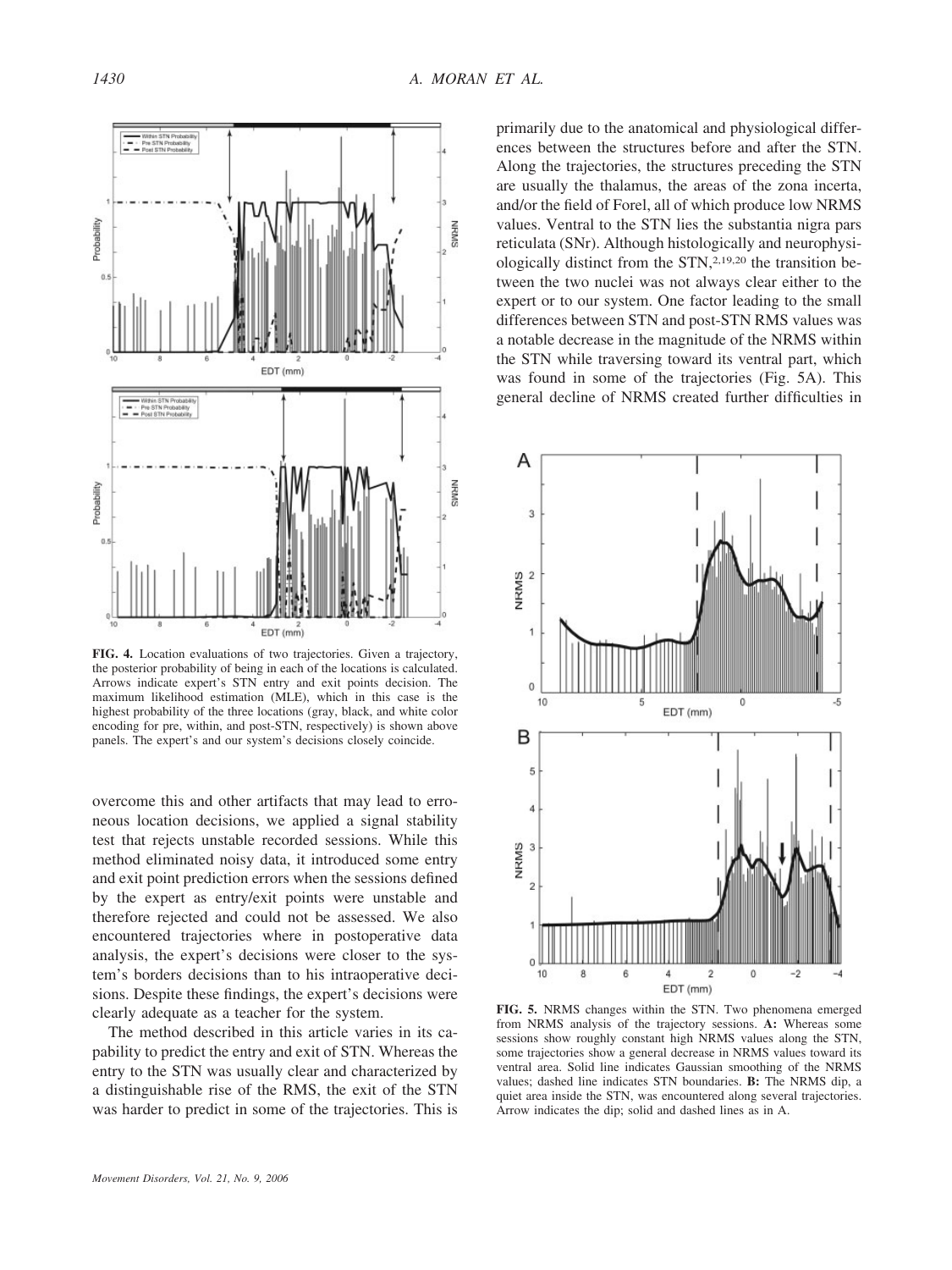Within STN Probability
Pre STN Probability
Post STN Probability

Probability

NRMS

EDT (mm)

Within STN Probability
Pre STN Probability
Post STN Probability

Probability

NRMS

EDT (mm)

**FIG. 4.** Location evaluations of two trajectories. Given a trajectory, the posterior probability of being in each of the locations is calculated. Arrows indicate expert's STN entry and exit points decision. The maximum likelihood estimation (MLE), which in this case is the highest probability of the three locations (gray, black, and white color encoding for pre, within, and post-STN, respectively) is shown above panels. The expert's and our system's decisions closely coincide.

overcome this and other artifacts that may lead to erroneous location decisions, we applied a signal stability test that rejects unstable recorded sessions. While this method eliminated noisy data, it introduced some entry and exit point prediction errors when the sessions defined by the expert as entry/exit points were unstable and therefore rejected and could not be assessed. We also encountered trajectories where in postoperative data analysis, the expert's decisions were closer to the system's borders decisions than to his intraoperative decisions. Despite these findings, the expert's decisions were clearly adequate as a teacher for the system.

The method described in this article varies in its capability to predict the entry and exit of STN. Whereas the entry to the STN was usually clear and characterized by a distinguishable rise of the RMS, the exit of the STN was harder to predict in some of the trajectories. This is primarily due to the anatomical and physiological differences between the structures before and after the STN. Along the trajectories, the structures preceding the STN are usually the thalamus, the areas of the zona incerta, and/or the field of Forel, all of which produce low NRMS values. Ventral to the STN lies the substantia nigra pars reticulata (SNr). Although histologically and neurophysiologically distinct from the STN,[2,19,20] the transition between the two nuclei was not always clear either to the expert or to our system. One factor leading to the small differences between STN and post-STN RMS values was a notable decrease in the magnitude of the NRMS within the STN while traversing toward its ventral part, which was found in some of the trajectories (Fig. 5A). This general decline of NRMS created further difficulties in

A

NRMS

EDT (mm)

B

NRMS

EDT (mm)

**FIG. 5.** NRMS changes within the STN. Two phenomena emerged from NRMS analysis of the trajectory sessions. **A:** Whereas some sessions show roughly constant high NRMS values along the STN, some trajectories show a general decrease in NRMS values toward its ventral area. Solid line indicates Gaussian smoothing of the NRMS values; dashed line indicates STN boundaries. **B:** The NRMS dip, a quiet area inside the STN, was encountered along several trajectories. Arrow indicates the dip; solid and dashed lines as in A.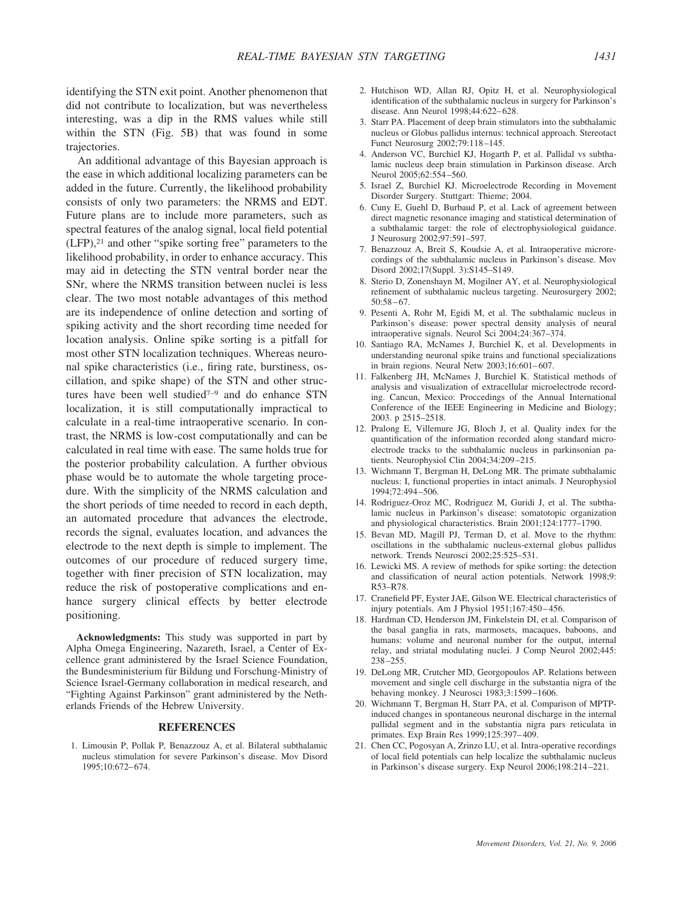identifying the STN exit point. Another phenomenon that did not contribute to localization, but was nevertheless interesting, was a dip in the RMS values while still within the STN (Fig. 5B) that was found in some trajectories.

An additional advantage of this Bayesian approach is the ease in which additional localizing parameters can be added in the future. Currently, the likelihood probability consists of only two parameters: the NRMS and EDT. Future plans are to include more parameters, such as spectral features of the analog signal, local field potential (LFP),[21] and other "spike sorting free" parameters to the likelihood probability, in order to enhance accuracy. This may aid in detecting the STN ventral border near the SNr, where the NRMS transition between nuclei is less clear. The two most notable advantages of this method are its independence of online detection and sorting of spiking activity and the short recording time needed for location analysis. Online spike sorting is a pitfall for most other STN localization techniques. Whereas neuronal spike characteristics (i.e., firing rate, burstiness, oscillation, and spike shape) of the STN and other structures have been well studied[7–9] and do enhance STN localization, it is still computationally impractical to calculate in a real-time intraoperative scenario. In contrast, the NRMS is low-cost computationally and can be calculated in real time with ease. The same holds true for the posterior probability calculation. A further obvious phase would be to automate the whole targeting procedure. With the simplicity of the NRMS calculation and the short periods of time needed to record in each depth, an automated procedure that advances the electrode, records the signal, evaluates location, and advances the electrode to the next depth is simple to implement. The outcomes of our procedure of reduced surgery time, together with finer precision of STN localization, may reduce the risk of postoperative complications and enhance surgery clinical effects by better electrode positioning.

**Acknowledgments:** This study was supported in part by Alpha Omega Engineering, Nazareth, Israel, a Center of Excellence grant administered by the Israel Science Foundation, the Bundesministerium für Bildung und Forschung-Ministry of Science Israel-Germany collaboration in medical research, and "Fighting Against Parkinson" grant administered by the Netherlands Friends of the Hebrew University.

## REFERENCES

1. Limousin P, Pollak P, Benazzouz A, et al. Bilateral subthalamic nucleus stimulation for severe Parkinson's disease. Mov Disord 1995;10:672–674.
2. Hutchison WD, Allan RJ, Opitz H, et al. Neurophysiological identification of the subthalamic nucleus in surgery for Parkinson's disease. Ann Neurol 1998;44:622–628.
3. Starr PA. Placement of deep brain stimulators into the subthalamic nucleus or Globus pallidus internus: technical approach. Stereotact Funct Neurosurg 2002;79:118–145.
4. Anderson VC, Burchiel KJ, Hogarth P, et al. Pallidal vs subthalamic nucleus deep brain stimulation in Parkinson disease. Arch Neurol 2005;62:554–560.
5. Israel Z, Burchiel KJ. Microelectrode Recording in Movement Disorder Surgery. Stuttgart: Thieme; 2004.
6. Cuny E, Guehl D, Burbaud P, et al. Lack of agreement between direct magnetic resonance imaging and statistical determination of a subthalamic target: the role of electrophysiological guidance. J Neurosurg 2002;97:591–597.
7. Benazzouz A, Breit S, Koudsie A, et al. Intraoperative microrecordings of the subthalamic nucleus in Parkinson's disease. Mov Disord 2002;17(Suppl. 3):S145–S149.
8. Sterio D, Zonenshayn M, Mogilner AY, et al. Neurophysiological refinement of subthalamic nucleus targeting. Neurosurgery 2002; 50:58–67.
9. Pesenti A, Rohr M, Egidi M, et al. The subthalamic nucleus in Parkinson's disease: power spectral density analysis of neural intraoperative signals. Neurol Sci 2004;24:367–374.
10. Santiago RA, McNames J, Burchiel K, et al. Developments in understanding neuronal spike trains and functional specializations in brain regions. Neural Netw 2003;16:601–607.
11. Falkenberg JH, McNames J, Burchiel K. Statistical methods of analysis and visualization of extracellular microelectrode recording. Cancun, Mexico: Proccedings of the Annual International Conference of the IEEE Engineering in Medicine and Biology; 2003. p 2515–2518.
12. Pralong E, Villemure JG, Bloch J, et al. Quality index for the quantification of the information recorded along standard microelectrode tracks to the subthalamic nucleus in parkinsonian patients. Neurophysiol Clin 2004;34:209–215.
13. Wichmann T, Bergman H, DeLong MR. The primate subthalamic nucleus: I, functional properties in intact animals. J Neurophysiol 1994;72:494–506.
14. Rodriguez-Oroz MC, Rodriguez M, Guridi J, et al. The subthalamic nucleus in Parkinson's disease: somatotopic organization and physiological characteristics. Brain 2001;124:1777–1790.
15. Bevan MD, Magill PJ, Terman D, et al. Move to the rhythm: oscillations in the subthalamic nucleus-external globus pallidus network. Trends Neurosci 2002;25:525–531.
16. Lewicki MS. A review of methods for spike sorting: the detection and classification of neural action potentials. Network 1998;9: R53–R78.
17. Cranefield PF, Eyster JAE, Gilson WE. Electrical characteristics of injury potentials. Am J Physiol 1951;167:450–456.
18. Hardman CD, Henderson JM, Finkelstein DI, et al. Comparison of the basal ganglia in rats, marmosets, macaques, baboons, and humans: volume and neuronal number for the output, internal relay, and striatal modulating nuclei. J Comp Neurol 2002;445: 238–255.
19. DeLong MR, Crutcher MD, Georgopoulos AP. Relations between movement and single cell discharge in the substantia nigra of the behaving monkey. J Neurosci 1983;3:1599–1606.
20. Wichmann T, Bergman H, Starr PA, et al. Comparison of MPTP-induced changes in spontaneous neuronal discharge in the internal pallidal segment and in the substantia nigra pars reticulata in primates. Exp Brain Res 1999;125:397–409.
21. Chen CC, Pogosyan A, Zrinzo LU, et al. Intra-operative recordings of local field potentials can help localize the subthalamic nucleus in Parkinson's disease surgery. Exp Neurol 2006;198:214–221.